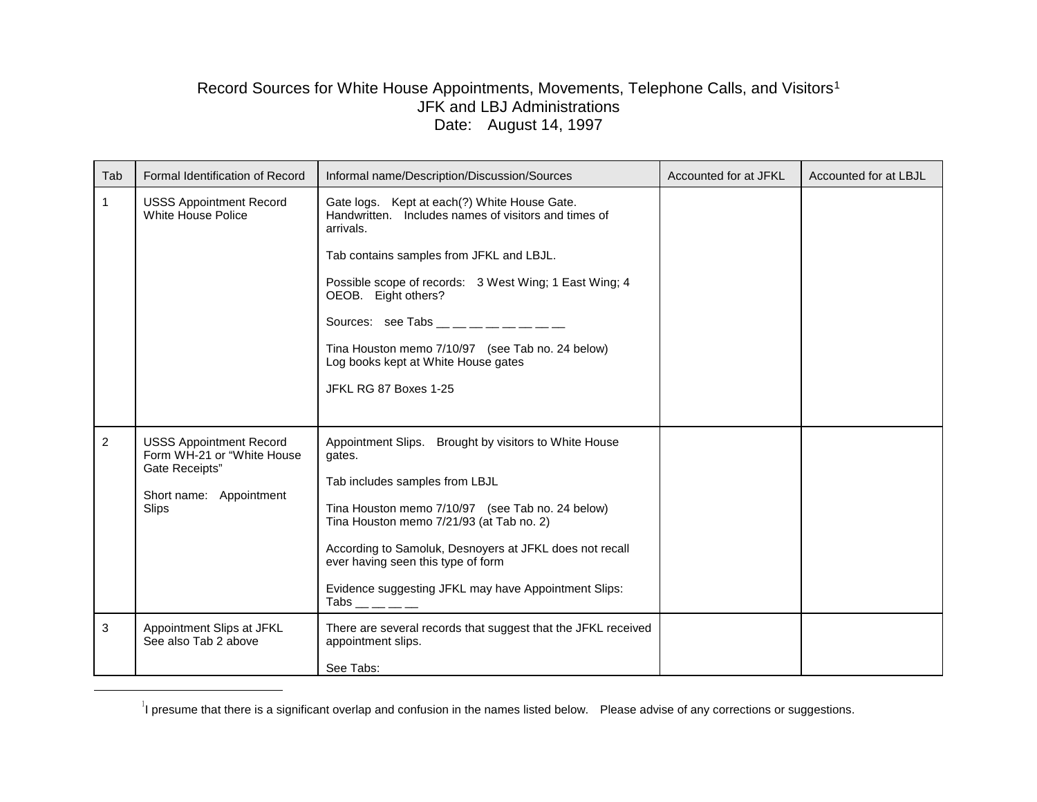# Record Sources for White House Appointments, Movements, Telephone Calls, and Visitors[1]
## JFK and LBJ Administrations
## Date: August 14, 1997

| Tab | Formal Identification of Record | Informal name/Description/Discussion/Sources | Accounted for at JFKL | Accounted for at LBJL |
|---|---|---|---|---|
| 1 | USSS Appointment Record White House Police | Gate logs. Kept at each(?) White House Gate. Handwritten. Includes names of visitors and times of arrivals.<br><br>Tab contains samples from JFKL and LBJL.<br><br>Possible scope of records: 3 West Wing; 1 East Wing; 4 OEOB. Eight others?<br><br>Sources: see Tabs __ __ __ __ __ __ __ __<br><br>Tina Houston memo 7/10/97 (see Tab no. 24 below)<br>Log books kept at White House gates<br><br>JFKL RG 87 Boxes 1-25 | | |
| 2 | USSS Appointment Record Form WH-21 or "White House Gate Receipts"<br><br>Short name: Appointment Slips | Appointment Slips. Brought by visitors to White House gates.<br><br>Tab includes samples from LBJL<br><br>Tina Houston memo 7/10/97 (see Tab no. 24 below)<br>Tina Houston memo 7/21/93 (at Tab no. 2)<br><br>According to Samoluk, Desnoyers at JFKL does not recall ever having seen this type of form<br><br>Evidence suggesting JFKL may have Appointment Slips: Tabs __ __ __ __ | | |
| 3 | Appointment Slips at JFKL<br>See also Tab 2 above | There are several records that suggest that the JFKL received appointment slips.<br><br>See Tabs: | | |

[1] I presume that there is a significant overlap and confusion in the names listed below. Please advise of any corrections or suggestions.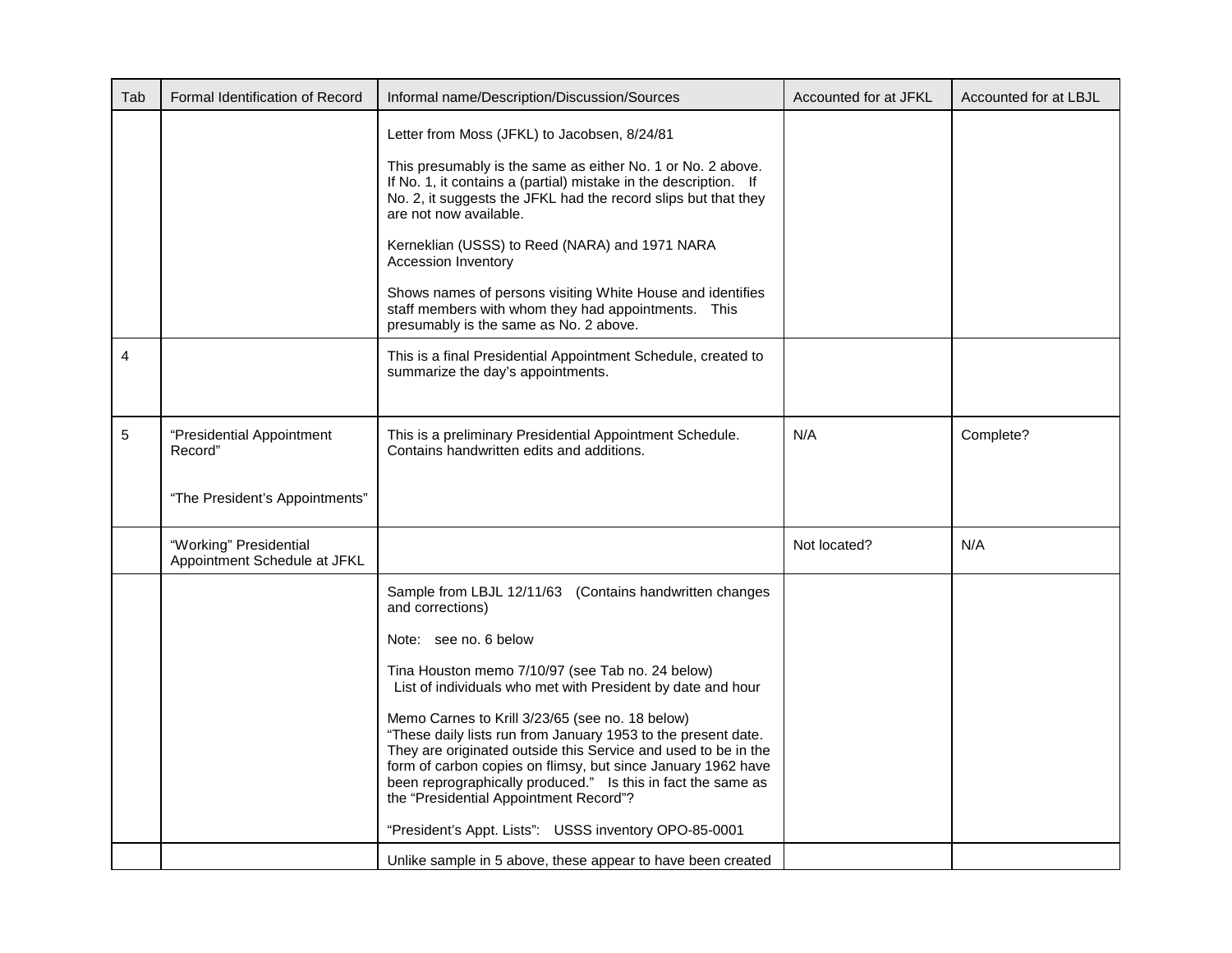| Tab | Formal Identification of Record | Informal name/Description/Discussion/Sources | Accounted for at JFKL | Accounted for at LBJL |
|---|---|---|---|---|
| | | Letter from Moss (JFKL) to Jacobsen, 8/24/81<br><br>This presumably is the same as either No. 1 or No. 2 above. If No. 1, it contains a (partial) mistake in the description. If No. 2, it suggests the JFKL had the record slips but that they are not now available.<br><br>Kerneklian (USSS) to Reed (NARA) and 1971 NARA Accession Inventory<br><br>Shows names of persons visiting White House and identifies staff members with whom they had appointments. This presumably is the same as No. 2 above. | | |
| 4 | | This is a final Presidential Appointment Schedule, created to summarize the day's appointments. | | |
| 5 | "Presidential Appointment Record"<br><br>"The President's Appointments" | This is a preliminary Presidential Appointment Schedule. Contains handwritten edits and additions. | N/A | Complete? |
| | "Working" Presidential Appointment Schedule at JFKL | | Not located? | N/A |
| | | Sample from LBJL 12/11/63 (Contains handwritten changes and corrections)<br><br>Note: see no. 6 below<br><br>Tina Houston memo 7/10/97 (see Tab no. 24 below)<br>List of individuals who met with President by date and hour<br><br>Memo Carnes to Krill 3/23/65 (see no. 18 below)<br>"These daily lists run from January 1953 to the present date. They are originated outside this Service and used to be in the form of carbon copies on flimsy, but since January 1962 have been reprographically produced." Is this in fact the same as the "Presidential Appointment Record"?<br><br>"President's Appt. Lists": USSS inventory OPO-85-0001 | | |
| | | Unlike sample in 5 above, these appear to have been created | | |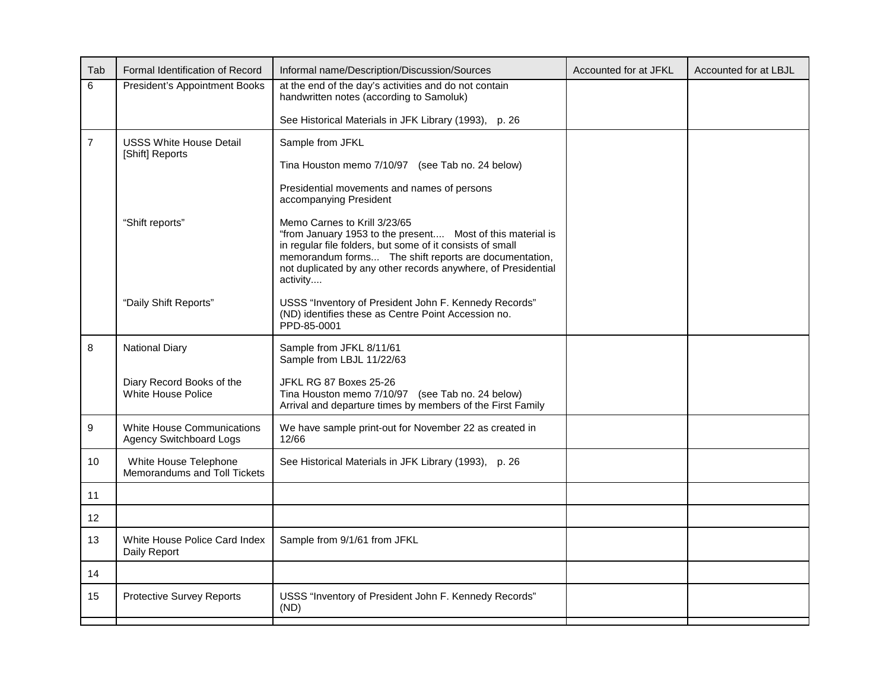| Tab | Formal Identification of Record | Informal name/Description/Discussion/Sources | Accounted for at JFKL | Accounted for at LBJL |
|---|---|---|---|---|
| 6 | President's Appointment Books | at the end of the day's activities and do not contain handwritten notes (according to Samoluk)<br><br>See Historical Materials in JFK Library (1993), p. 26 | | |
| 7 | USSS White House Detail [Shift] Reports<br><br><br><br>"Shift reports"<br><br><br><br><br>"Daily Shift Reports" | Sample from JFKL<br><br>Tina Houston memo 7/10/97 (see Tab no. 24 below)<br><br>Presidential movements and names of persons accompanying President<br><br>Memo Carnes to Krill 3/23/65<br>"from January 1953 to the present.... Most of this material is in regular file folders, but some of it consists of small memorandum forms... The shift reports are documentation, not duplicated by any other records anywhere, of Presidential activity....<br><br>USSS "Inventory of President John F. Kennedy Records" (ND) identifies these as Centre Point Accession no. PPD-85-0001 | | |
| 8 | National Diary<br><br>Diary Record Books of the White House Police | Sample from JFKL 8/11/61<br>Sample from LBJL 11/22/63<br><br>JFKL RG 87 Boxes 25-26<br>Tina Houston memo 7/10/97 (see Tab no. 24 below)<br>Arrival and departure times by members of the First Family | | |
| 9 | White House Communications Agency Switchboard Logs | We have sample print-out for November 22 as created in 12/66 | | |
| 10 | White House Telephone Memorandums and Toll Tickets | See Historical Materials in JFK Library (1993), p. 26 | | |
| 11 | | | | |
| 12 | | | | |
| 13 | White House Police Card Index Daily Report | Sample from 9/1/61 from JFKL | | |
| 14 | | | | |
| 15 | Protective Survey Reports | USSS "Inventory of President John F. Kennedy Records" (ND) | | |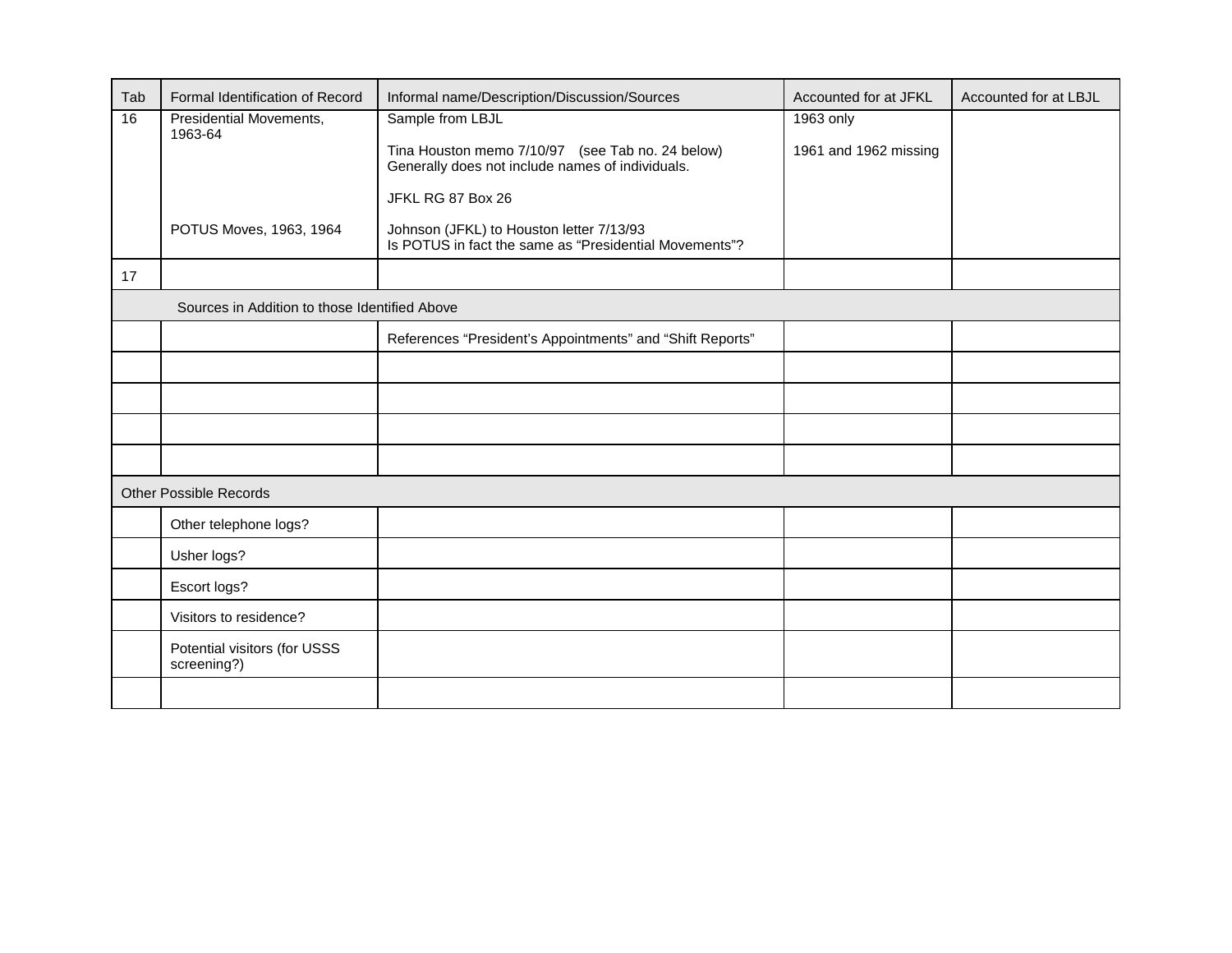| Tab | Formal Identification of Record | Informal name/Description/Discussion/Sources | Accounted for at JFKL | Accounted for at LBJL |
|---|---|---|---|---|
| 16 | Presidential Movements, 1963-64 | Sample from LBJL<br><br>Tina Houston memo 7/10/97 (see Tab no. 24 below)<br>Generally does not include names of individuals.<br><br>JFKL RG 87 Box 26 | 1963 only<br><br>1961 and 1962 missing | |
| | POTUS Moves, 1963, 1964 | Johnson (JFKL) to Houston letter 7/13/93<br>Is POTUS in fact the same as "Presidential Movements"? | | |
| 17 | | | | |
| Sources in Addition to those Identified Above | | | | |
| | | References "President's Appointments" and "Shift Reports" | | |
| | | | | |
| | | | | |
| | | | | |
| | | | | |
| Other Possible Records | | | | |
| | Other telephone logs? | | | |
| | Usher logs? | | | |
| | Escort logs? | | | |
| | Visitors to residence? | | | |
| | Potential visitors (for USSS screening?) | | | |
| | | | | |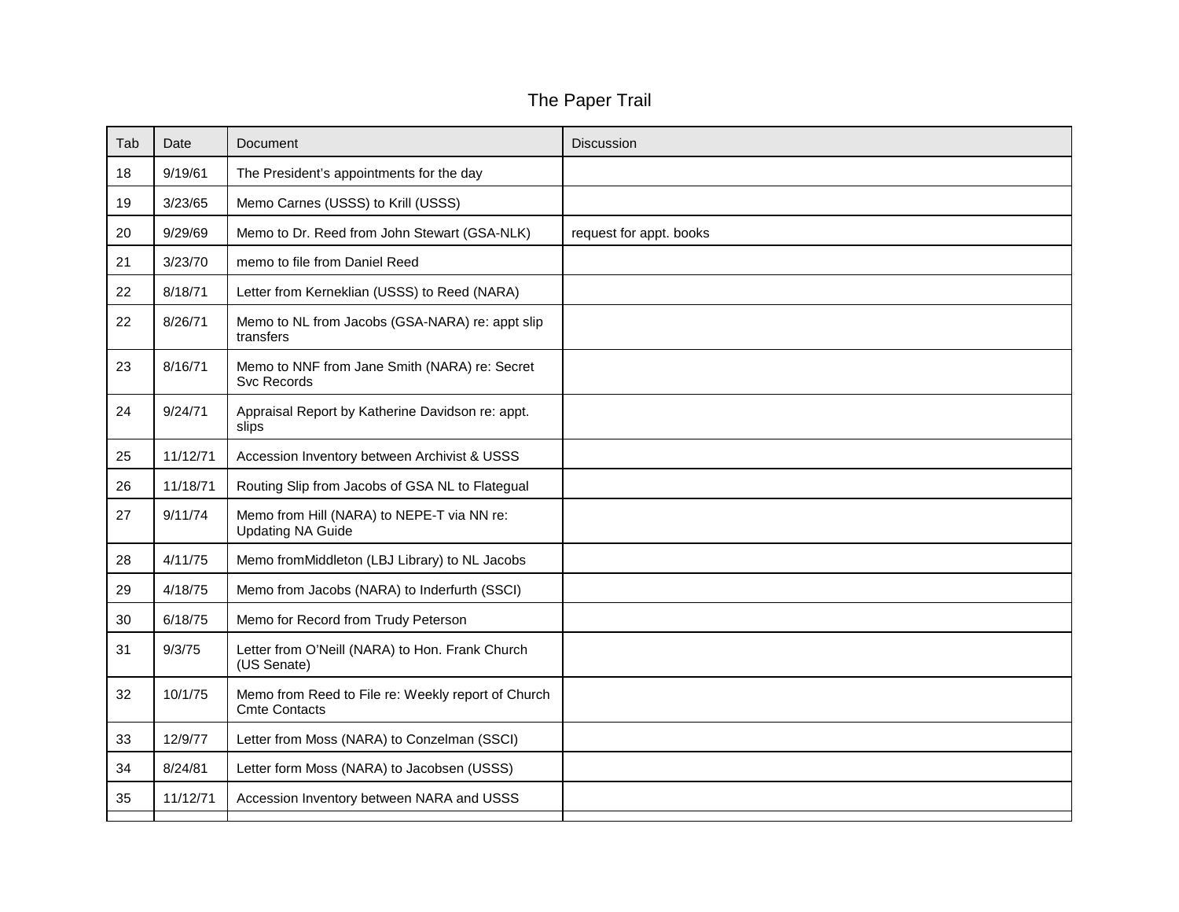# The Paper Trail

| Tab | Date | Document | Discussion |
| --- | --- | --- | --- |
| 18 | 9/19/61 | The President's appointments for the day | |
| 19 | 3/23/65 | Memo Carnes (USSS) to Krill (USSS) | |
| 20 | 9/29/69 | Memo to Dr. Reed from John Stewart (GSA-NLK) | request for appt. books |
| 21 | 3/23/70 | memo to file from Daniel Reed | |
| 22 | 8/18/71 | Letter from Kerneklian (USSS) to Reed (NARA) | |
| 22 | 8/26/71 | Memo to NL from Jacobs (GSA-NARA) re: appt slip transfers | |
| 23 | 8/16/71 | Memo to NNF from Jane Smith (NARA) re: Secret Svc Records | |
| 24 | 9/24/71 | Appraisal Report by Katherine Davidson re: appt. slips | |
| 25 | 11/12/71 | Accession Inventory between Archivist & USSS | |
| 26 | 11/18/71 | Routing Slip from Jacobs of GSA NL to Flategual | |
| 27 | 9/11/74 | Memo from Hill (NARA) to NEPE-T via NN re: Updating NA Guide | |
| 28 | 4/11/75 | Memo fromMiddleton (LBJ Library) to NL Jacobs | |
| 29 | 4/18/75 | Memo from Jacobs (NARA) to Inderfurth (SSCI) | |
| 30 | 6/18/75 | Memo for Record from Trudy Peterson | |
| 31 | 9/3/75 | Letter from O'Neill (NARA) to Hon. Frank Church (US Senate) | |
| 32 | 10/1/75 | Memo from Reed to File re: Weekly report of Church Cmte Contacts | |
| 33 | 12/9/77 | Letter from Moss (NARA) to Conzelman (SSCI) | |
| 34 | 8/24/81 | Letter form Moss (NARA) to Jacobsen (USSS) | |
| 35 | 11/12/71 | Accession Inventory between NARA and USSS | |
| | | | |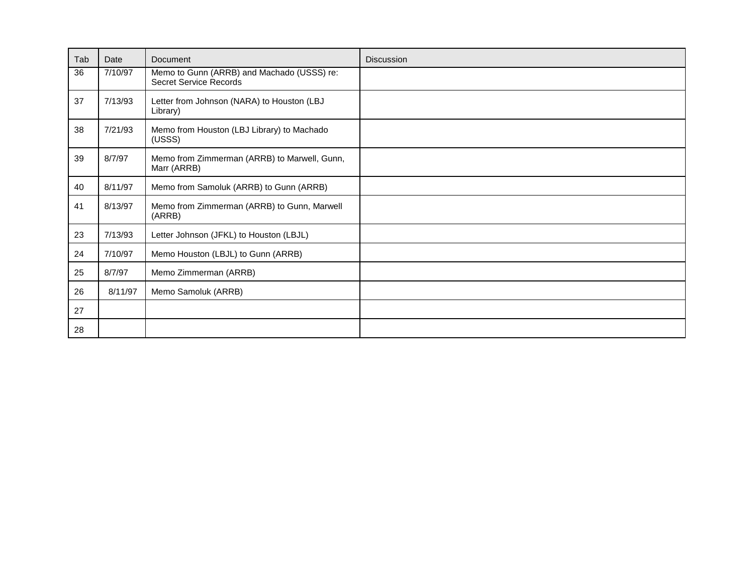| Tab | Date | Document | Discussion |
|---|---|---|---|
| 36 | 7/10/97 | Memo to Gunn (ARRB) and Machado (USSS) re: Secret Service Records | |
| 37 | 7/13/93 | Letter from Johnson (NARA) to Houston (LBJ Library) | |
| 38 | 7/21/93 | Memo from Houston (LBJ Library) to Machado (USSS) | |
| 39 | 8/7/97 | Memo from Zimmerman (ARRB) to Marwell, Gunn, Marr (ARRB) | |
| 40 | 8/11/97 | Memo from Samoluk (ARRB) to Gunn (ARRB) | |
| 41 | 8/13/97 | Memo from Zimmerman (ARRB) to Gunn, Marwell (ARRB) | |
| 23 | 7/13/93 | Letter Johnson (JFKL) to Houston (LBJL) | |
| 24 | 7/10/97 | Memo Houston (LBJL) to Gunn (ARRB) | |
| 25 | 8/7/97 | Memo Zimmerman (ARRB) | |
| 26 | 8/11/97 | Memo Samoluk (ARRB) | |
| 27 | | | |
| 28 | | | |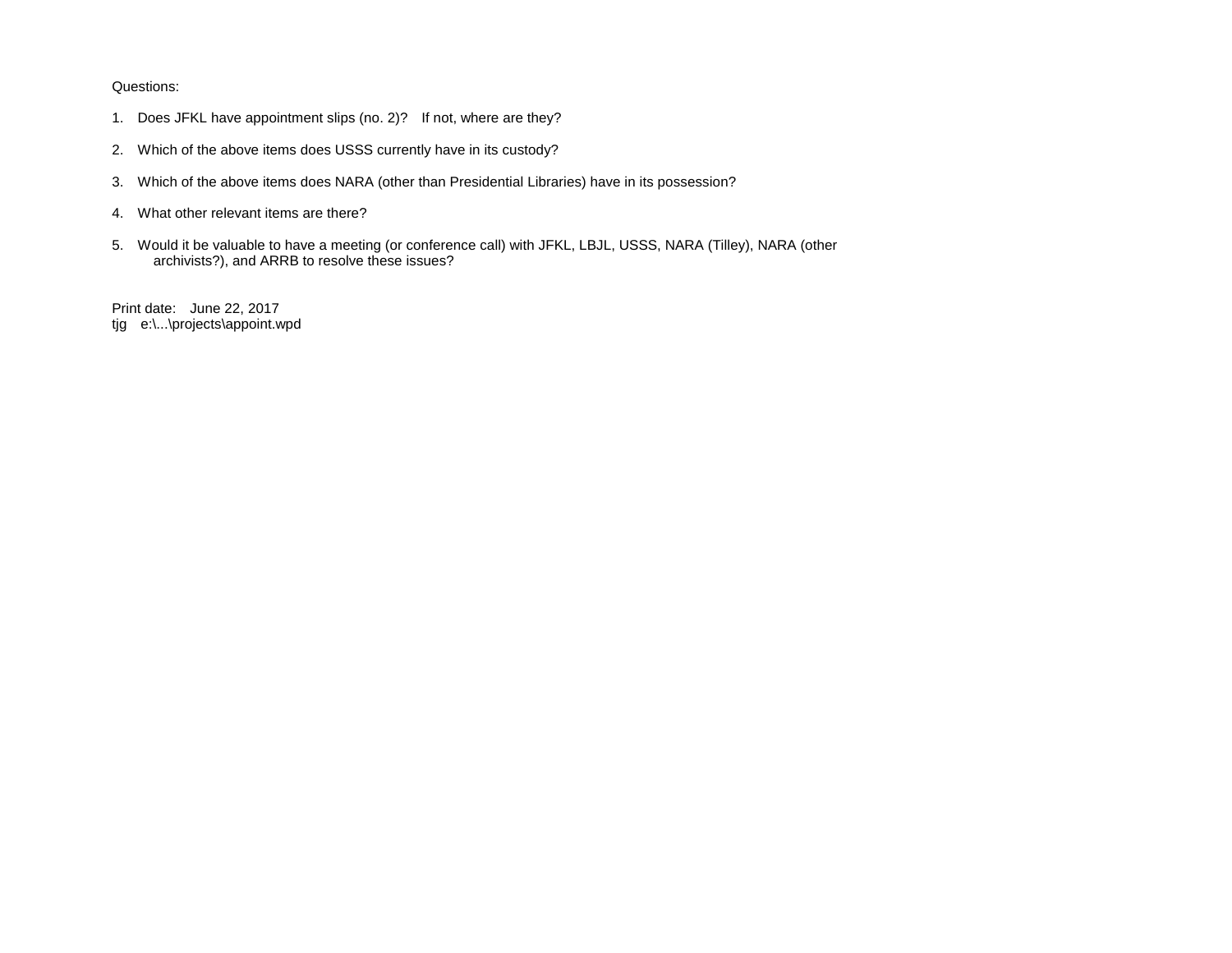Questions:

1. Does JFKL have appointment slips (no. 2)? If not, where are they?

2. Which of the above items does USSS currently have in its custody?

3. Which of the above items does NARA (other than Presidential Libraries) have in its possession?

4. What other relevant items are there?

5. Would it be valuable to have a meeting (or conference call) with JFKL, LBJL, USSS, NARA (Tilley), NARA (other archivists?), and ARRB to resolve these issues?

Print date: June 22, 2017
tjg e:\...\projects\appoint.wpd